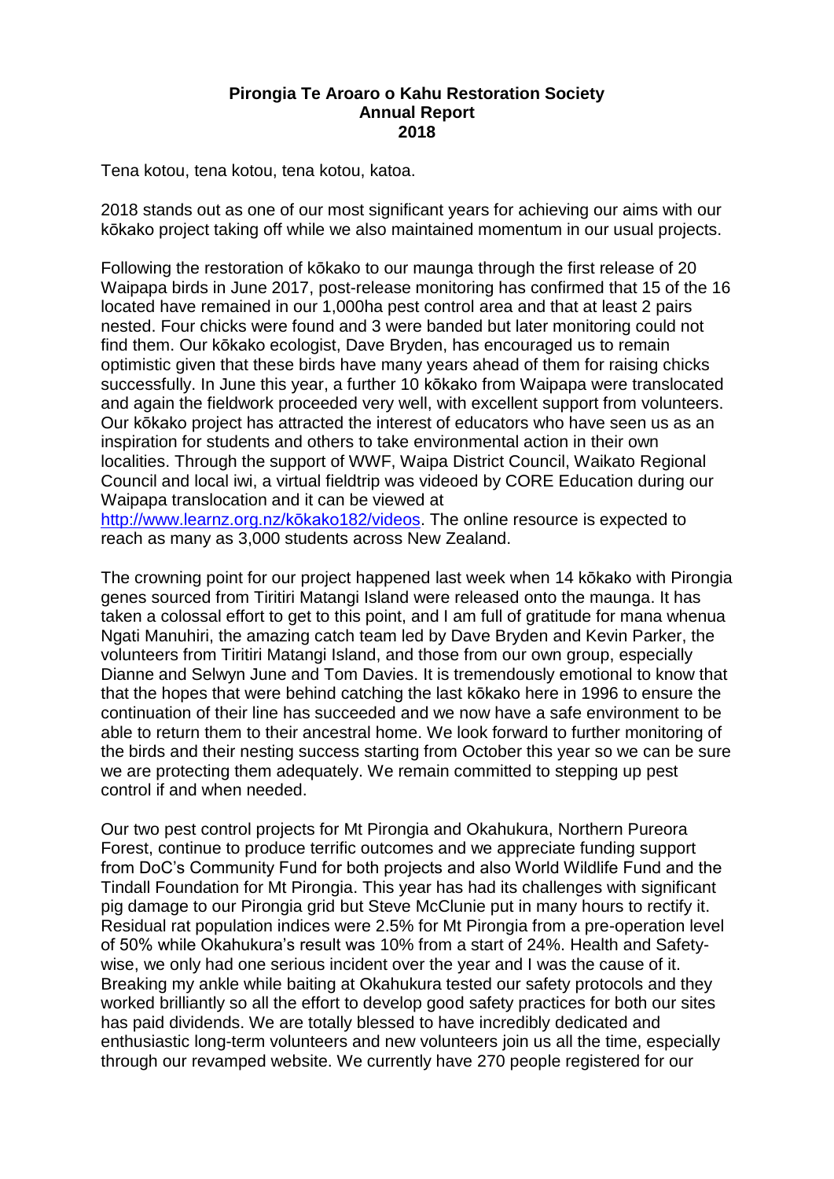**Pirongia Te Aroaro o Kahu Restoration Society**
**Annual Report**
**2018**

Tena kotou, tena kotou, tena kotou, katoa.

2018 stands out as one of our most significant years for achieving our aims with our kōkako project taking off while we also maintained momentum in our usual projects.

Following the restoration of kōkako to our maunga through the first release of 20 Waipapa birds in June 2017, post-release monitoring has confirmed that 15 of the 16 located have remained in our 1,000ha pest control area and that at least 2 pairs nested. Four chicks were found and 3 were banded but later monitoring could not find them. Our kōkako ecologist, Dave Bryden, has encouraged us to remain optimistic given that these birds have many years ahead of them for raising chicks successfully. In June this year, a further 10 kōkako from Waipapa were translocated and again the fieldwork proceeded very well, with excellent support from volunteers. Our kōkako project has attracted the interest of educators who have seen us as an inspiration for students and others to take environmental action in their own localities. Through the support of WWF, Waipa District Council, Waikato Regional Council and local iwi, a virtual fieldtrip was videoed by CORE Education during our Waipapa translocation and it can be viewed at [http://www.learnz.org.nz/kōkako182/videos](http://www.learnz.org.nz/kōkako182/videos). The online resource is expected to reach as many as 3,000 students across New Zealand.

The crowning point for our project happened last week when 14 kōkako with Pirongia genes sourced from Tiritiri Matangi Island were released onto the maunga. It has taken a colossal effort to get to this point, and I am full of gratitude for mana whenua Ngati Manuhiri, the amazing catch team led by Dave Bryden and Kevin Parker, the volunteers from Tiritiri Matangi Island, and those from our own group, especially Dianne and Selwyn June and Tom Davies. It is tremendously emotional to know that that the hopes that were behind catching the last kōkako here in 1996 to ensure the continuation of their line has succeeded and we now have a safe environment to be able to return them to their ancestral home. We look forward to further monitoring of the birds and their nesting success starting from October this year so we can be sure we are protecting them adequately. We remain committed to stepping up pest control if and when needed.

Our two pest control projects for Mt Pirongia and Okahukura, Northern Pureora Forest, continue to produce terrific outcomes and we appreciate funding support from DoC's Community Fund for both projects and also World Wildlife Fund and the Tindall Foundation for Mt Pirongia. This year has had its challenges with significant pig damage to our Pirongia grid but Steve McClunie put in many hours to rectify it. Residual rat population indices were 2.5% for Mt Pirongia from a pre-operation level of 50% while Okahukura's result was 10% from a start of 24%. Health and Safety-wise, we only had one serious incident over the year and I was the cause of it. Breaking my ankle while baiting at Okahukura tested our safety protocols and they worked brilliantly so all the effort to develop good safety practices for both our sites has paid dividends. We are totally blessed to have incredibly dedicated and enthusiastic long-term volunteers and new volunteers join us all the time, especially through our revamped website. We currently have 270 people registered for our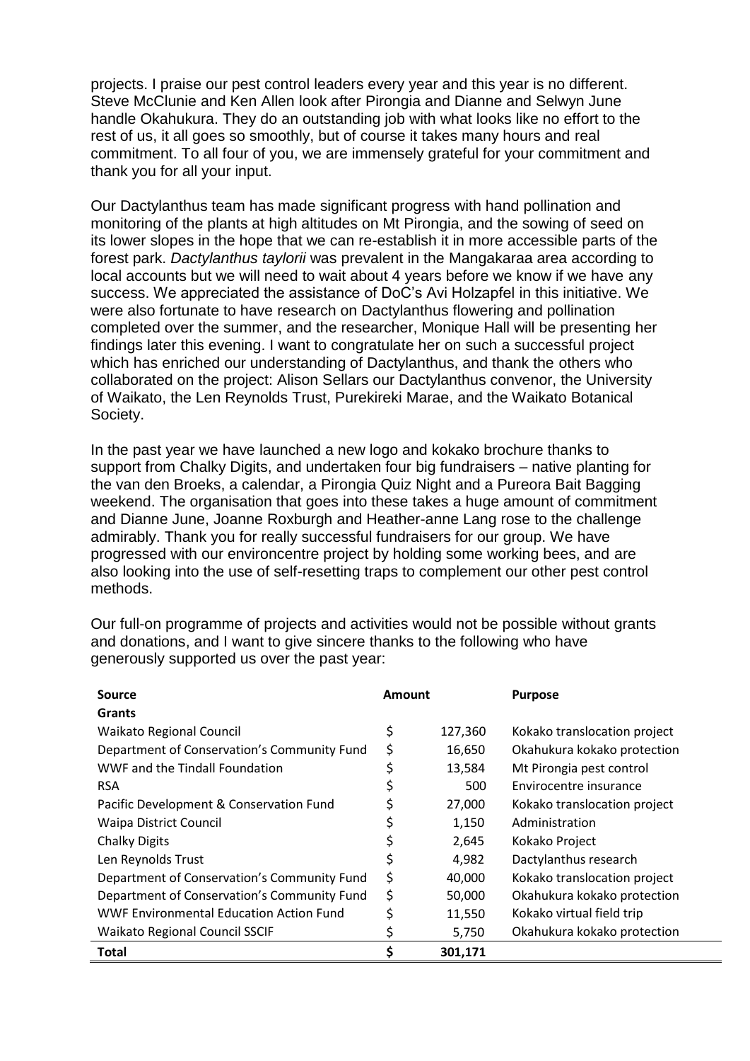projects. I praise our pest control leaders every year and this year is no different. Steve McClunie and Ken Allen look after Pirongia and Dianne and Selwyn June handle Okahukura. They do an outstanding job with what looks like no effort to the rest of us, it all goes so smoothly, but of course it takes many hours and real commitment. To all four of you, we are immensely grateful for your commitment and thank you for all your input.

Our Dactylanthus team has made significant progress with hand pollination and monitoring of the plants at high altitudes on Mt Pirongia, and the sowing of seed on its lower slopes in the hope that we can re-establish it in more accessible parts of the forest park. *Dactylanthus taylorii* was prevalent in the Mangakaraa area according to local accounts but we will need to wait about 4 years before we know if we have any success. We appreciated the assistance of DoC's Avi Holzapfel in this initiative. We were also fortunate to have research on Dactylanthus flowering and pollination completed over the summer, and the researcher, Monique Hall will be presenting her findings later this evening. I want to congratulate her on such a successful project which has enriched our understanding of Dactylanthus, and thank the others who collaborated on the project: Alison Sellars our Dactylanthus convenor, the University of Waikato, the Len Reynolds Trust, Purekireki Marae, and the Waikato Botanical Society.

In the past year we have launched a new logo and kokako brochure thanks to support from Chalky Digits, and undertaken four big fundraisers – native planting for the van den Broeks, a calendar, a Pirongia Quiz Night and a Pureora Bait Bagging weekend. The organisation that goes into these takes a huge amount of commitment and Dianne June, Joanne Roxburgh and Heather-anne Lang rose to the challenge admirably. Thank you for really successful fundraisers for our group. We have progressed with our environcentre project by holding some working bees, and are also looking into the use of self-resetting traps to complement our other pest control methods.

Our full-on programme of projects and activities would not be possible without grants and donations, and I want to give sincere thanks to the following who have generously supported us over the past year:

| Source | Amount | | Purpose |
|---|---|---|---|
| **Grants** | | | |
| Waikato Regional Council | $ | 127,360 | Kokako translocation project |
| Department of Conservation's Community Fund | $ | 16,650 | Okahukura kokako protection |
| WWF and the Tindall Foundation | $ | 13,584 | Mt Pirongia pest control |
| RSA | $ | 500 | Envirocentre insurance |
| Pacific Development & Conservation Fund | $ | 27,000 | Kokako translocation project |
| Waipa District Council | $ | 1,150 | Administration |
| Chalky Digits | $ | 2,645 | Kokako Project |
| Len Reynolds Trust | $ | 4,982 | Dactylanthus research |
| Department of Conservation's Community Fund | $ | 40,000 | Kokako translocation project |
| Department of Conservation's Community Fund | $ | 50,000 | Okahukura kokako protection |
| WWF Environmental Education Action Fund | $ | 11,550 | Kokako virtual field trip |
| Waikato Regional Council SSCIF | $ | 5,750 | Okahukura kokako protection |
| **Total** | **$** | **301,171** | |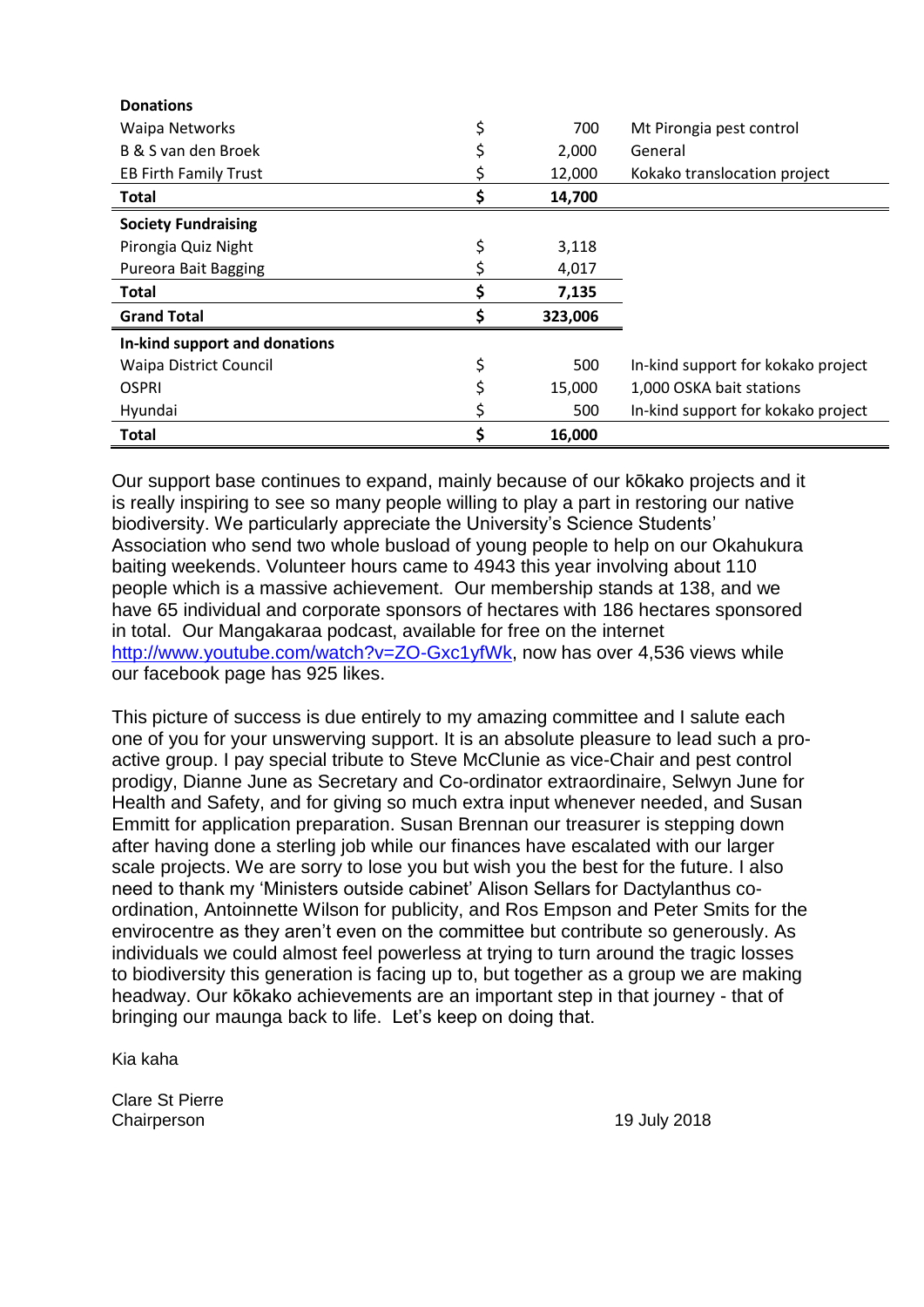| | | | |
|---|---|---|---|
| **Donations** | | | |
| Waipa Networks | $ | 700 | Mt Pirongia pest control |
| B & S van den Broek | $ | 2,000 | General |
| EB Firth Family Trust | $ | 12,000 | Kokako translocation project |
| **Total** | **$** | **14,700** | |
| **Society Fundraising** | | | |
| Pirongia Quiz Night | $ | 3,118 | |
| Pureora Bait Bagging | $ | 4,017 | |
| **Total** | **$** | **7,135** | |
| **Grand Total** | **$** | **323,006** | |
| **In-kind support and donations** | | | |
| Waipa District Council | $ | 500 | In-kind support for kokako project |
| OSPRI | $ | 15,000 | 1,000 OSKA bait stations |
| Hyundai | $ | 500 | In-kind support for kokako project |
| **Total** | **$** | **16,000** | |

Our support base continues to expand, mainly because of our kōkako projects and it is really inspiring to see so many people willing to play a part in restoring our native biodiversity. We particularly appreciate the University's Science Students' Association who send two whole busload of young people to help on our Okahukura baiting weekends. Volunteer hours came to 4943 this year involving about 110 people which is a massive achievement. Our membership stands at 138, and we have 65 individual and corporate sponsors of hectares with 186 hectares sponsored in total. Our Mangakaraa podcast, available for free on the internet http://www.youtube.com/watch?v=ZO-Gxc1yfWk, now has over 4,536 views while our facebook page has 925 likes.

This picture of success is due entirely to my amazing committee and I salute each one of you for your unswerving support. It is an absolute pleasure to lead such a pro-active group. I pay special tribute to Steve McClunie as vice-Chair and pest control prodigy, Dianne June as Secretary and Co-ordinator extraordinaire, Selwyn June for Health and Safety, and for giving so much extra input whenever needed, and Susan Emmitt for application preparation. Susan Brennan our treasurer is stepping down after having done a sterling job while our finances have escalated with our larger scale projects. We are sorry to lose you but wish you the best for the future. I also need to thank my 'Ministers outside cabinet' Alison Sellars for Dactylanthus co-ordination, Antoinnette Wilson for publicity, and Ros Empson and Peter Smits for the envirocentre as they aren't even on the committee but contribute so generously. As individuals we could almost feel powerless at trying to turn around the tragic losses to biodiversity this generation is facing up to, but together as a group we are making headway. Our kōkako achievements are an important step in that journey - that of bringing our maunga back to life. Let's keep on doing that.

Kia kaha

Clare St Pierre
Chairperson

19 July 2018